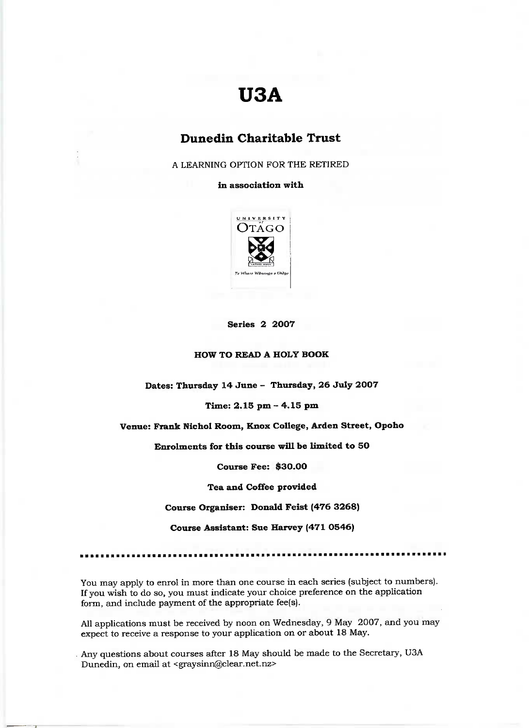# U3A

## Dunedin Charitable Trust

A LEARNING OPTION FOR THE RETIRED

**in association with**

UNIVERSITY of OTAGO

Te Whare Wānanga o Otāgo

**Series 2 2007**

**HOW TO READ A HOLY BOOK**

**Dates: Thursday 14 June – Thursday, 26 July 2007**

**Time: 2.15 pm – 4.15 pm**

**Venue: Frank Nichol Room, Knox College, Arden Street, Opoho**

**Enrolments for this course will be limited to 50**

**Course Fee: $30.00**

**Tea and Coffee provided**

**Course Organiser: Donald Feist (476 3268)**

**Course Assistant: Sue Harvey (471 0546)**

---

You may apply to enrol in more than one course in each series (subject to numbers). If you wish to do so, you must indicate your choice preference on the application form, and include payment of the appropriate fee(s).

All applications must be received by noon on Wednesday, 9 May 2007, and you may expect to receive a response to your application on or about 18 May.

Any questions about courses after 18 May should be made to the Secretary, U3A Dunedin, on email at <graysinn@clear.net.nz>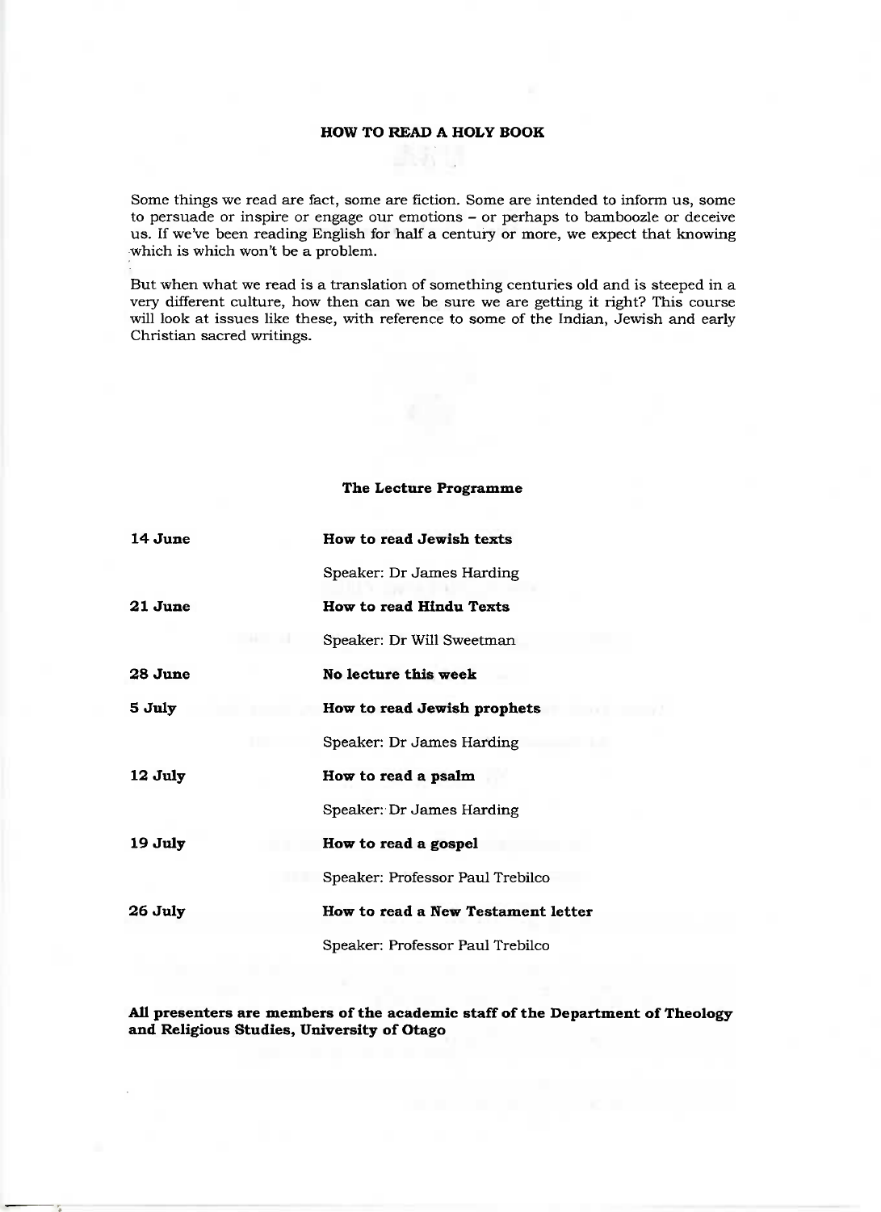# HOW TO READ A HOLY BOOK

Some things we read are fact, some are fiction. Some are intended to inform us, some to persuade or inspire or engage our emotions – or perhaps to bamboozle or deceive us. If we've been reading English for half a century or more, we expect that knowing which is which won't be a problem.

But when what we read is a translation of something centuries old and is steeped in a very different culture, how then can we be sure we are getting it right? This course will look at issues like these, with reference to some of the Indian, Jewish and early Christian sacred writings.

## The Lecture Programme

| | |
|---|---|
| **14 June** | **How to read Jewish texts** |
| | Speaker: Dr James Harding |
| **21 June** | **How to read Hindu Texts** |
| | Speaker: Dr Will Sweetman |
| **28 June** | **No lecture this week** |
| **5 July** | **How to read Jewish prophets** |
| | Speaker: Dr James Harding |
| **12 July** | **How to read a psalm** |
| | Speaker: Dr James Harding |
| **19 July** | **How to read a gospel** |
| | Speaker: Professor Paul Trebilco |
| **26 July** | **How to read a New Testament letter** |
| | Speaker: Professor Paul Trebilco |

**All presenters are members of the academic staff of the Department of Theology and Religious Studies, University of Otago**